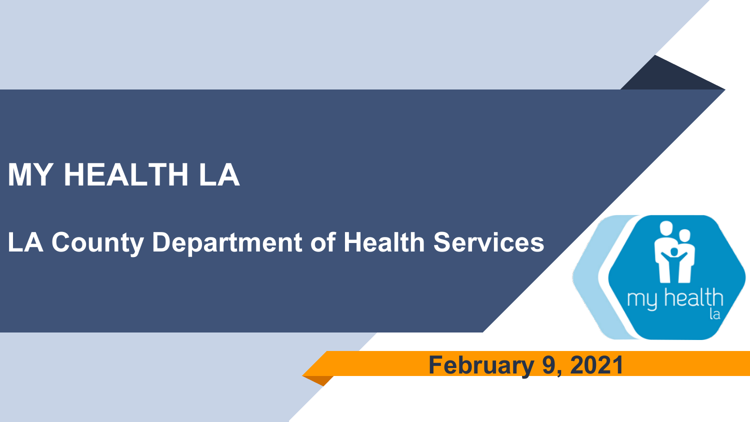# MY HEALTH LA

## LA County Department of Health Services

February 9, 2021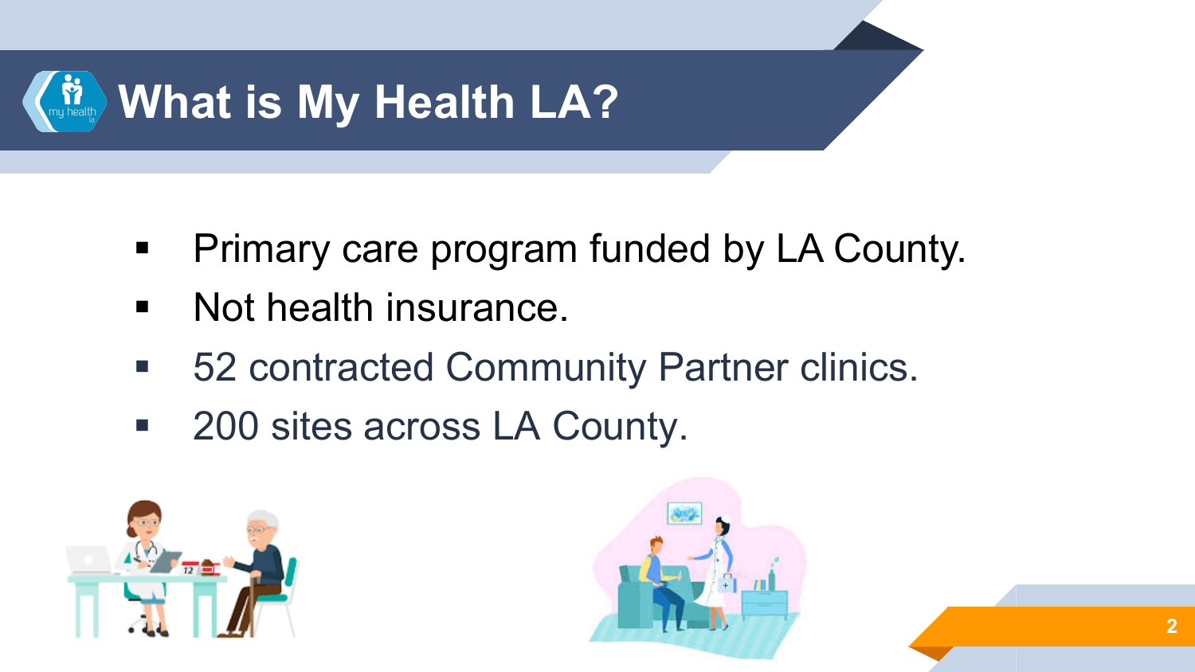# What is My Health LA?

- Primary care program funded by LA County.
- Not health insurance.
- 52 contracted Community Partner clinics.
- 200 sites across LA County.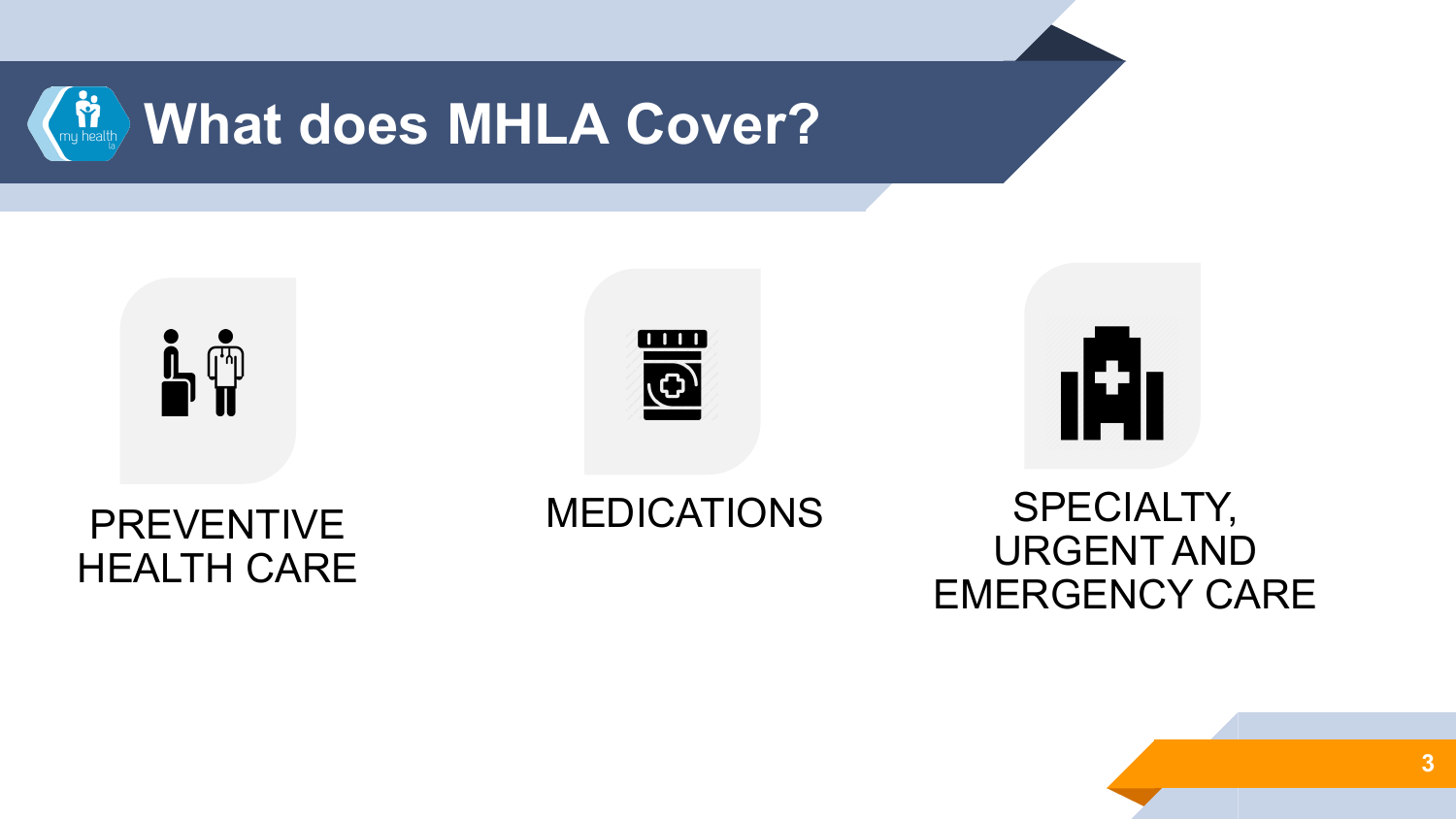# What does MHLA Cover?

PREVENTIVE HEALTH CARE

MEDICATIONS

SPECIALTY, URGENT AND EMERGENCY CARE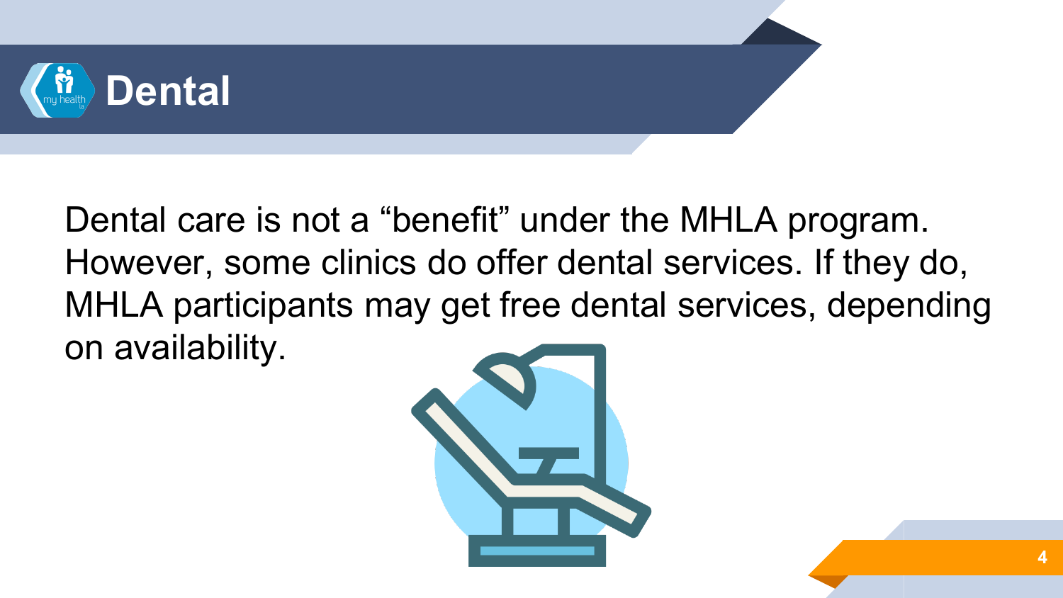# Dental

Dental care is not a “benefit” under the MHLA program. However, some clinics do offer dental services. If they do, MHLA participants may get free dental services, depending on availability.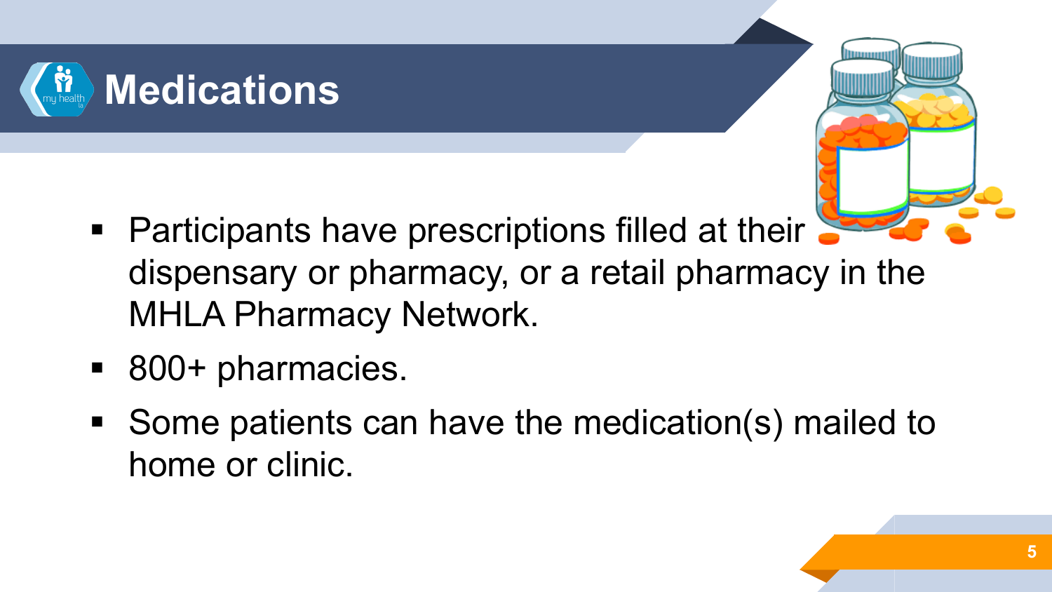# Medications

- Participants have prescriptions filled at their dispensary or pharmacy, or a retail pharmacy in the MHLA Pharmacy Network.
- 800+ pharmacies.
- Some patients can have the medication(s) mailed to home or clinic.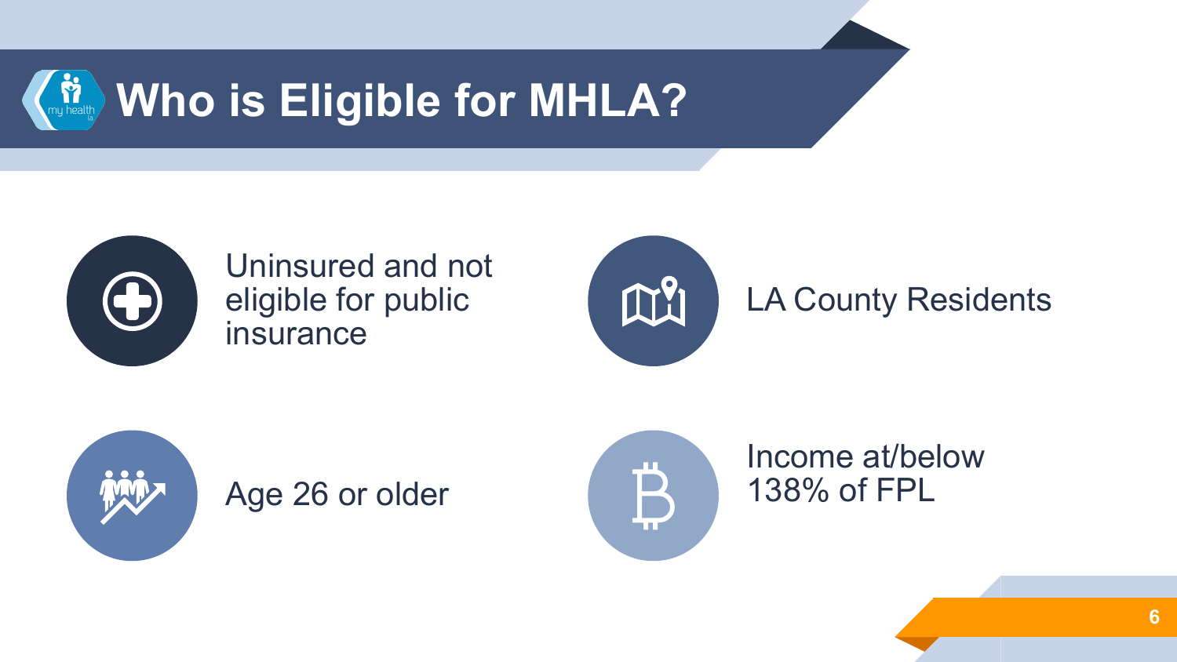# Who is Eligible for MHLA?

- Uninsured and not eligible for public insurance
- LA County Residents
- Age 26 or older
- Income at/below 138% of FPL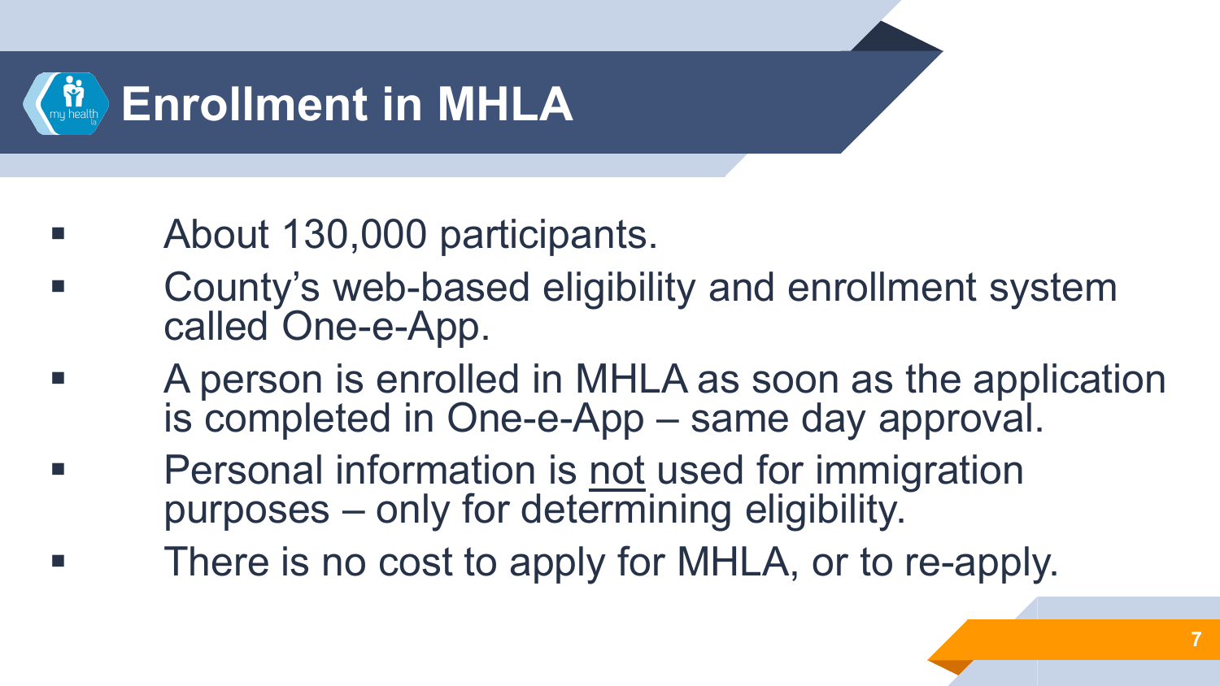# Enrollment in MHLA

- About 130,000 participants.
- County's web-based eligibility and enrollment system called One-e-App.
- A person is enrolled in MHLA as soon as the application is completed in One-e-App – same day approval.
- Personal information is <u>not</u> used for immigration purposes – only for determining eligibility.
- There is no cost to apply for MHLA, or to re-apply.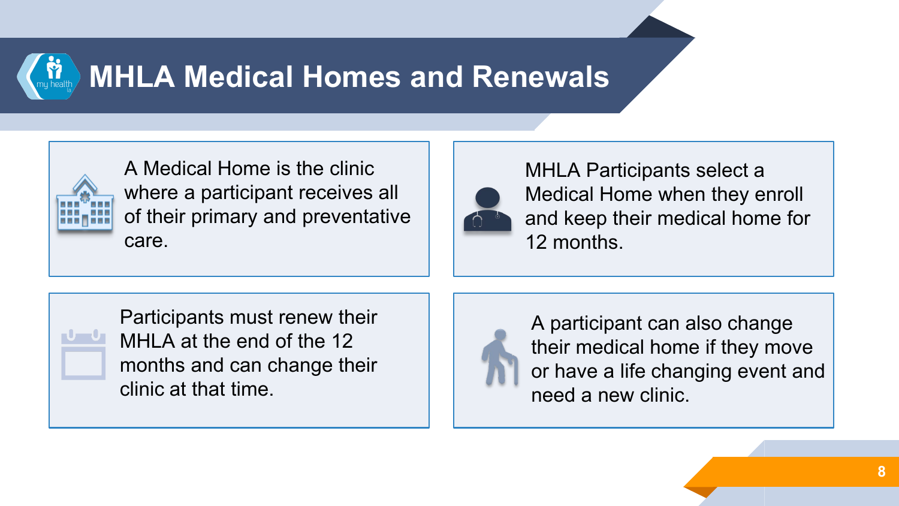# MHLA Medical Homes and Renewals

A Medical Home is the clinic where a participant receives all of their primary and preventative care.

MHLA Participants select a Medical Home when they enroll and keep their medical home for 12 months.

Participants must renew their MHLA at the end of the 12 months and can change their clinic at that time.

A participant can also change their medical home if they move or have a life changing event and need a new clinic.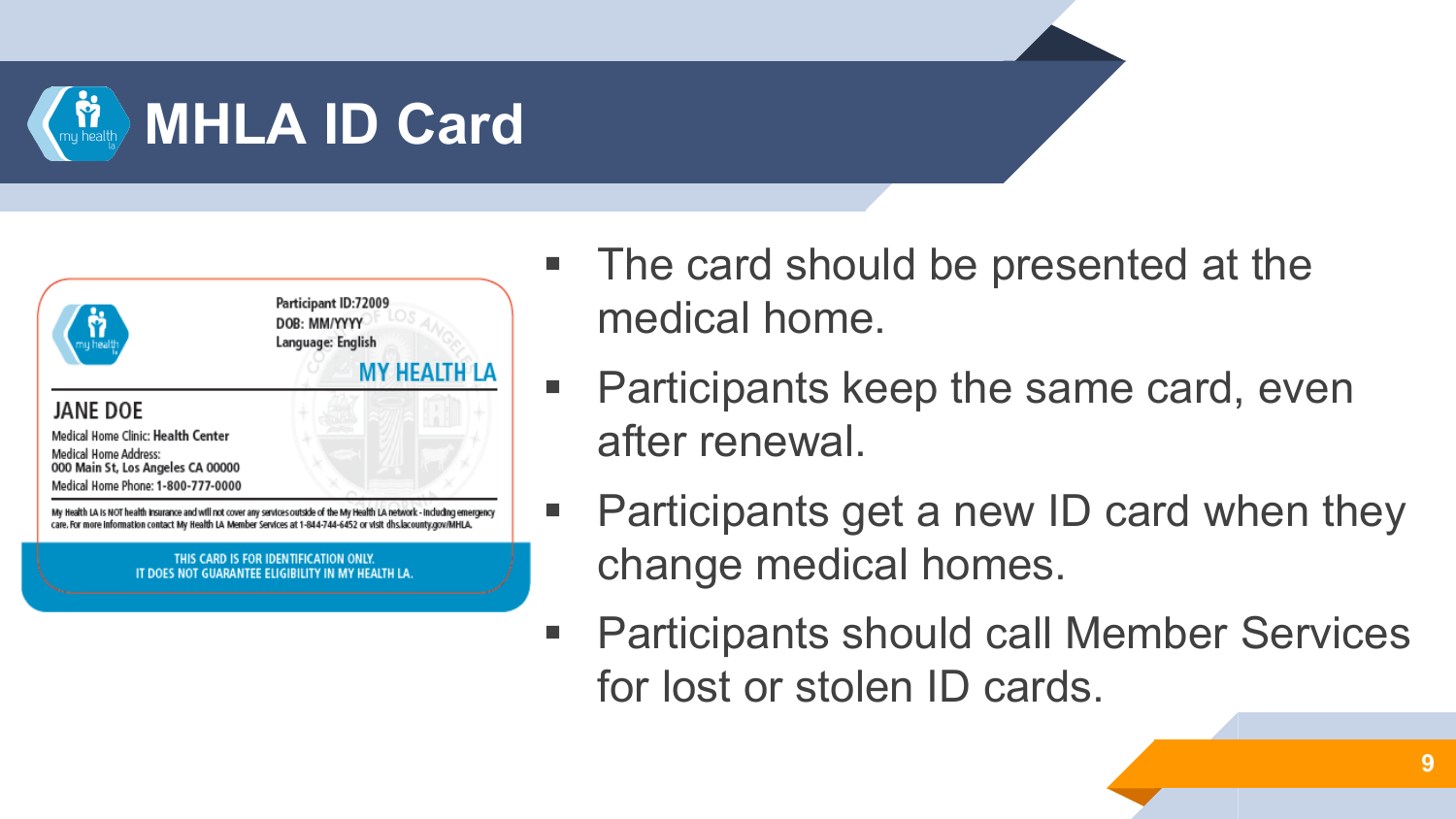# MHLA ID Card

Participant ID:72009
DOB: MM/YYYY
Language: English

MY HEALTH LA

JANE DOE

Medical Home Clinic: Health Center
Medical Home Address:
000 Main St, Los Angeles CA 00000
Medical Home Phone: 1-800-777-0000

My Health LA is NOT health insurance and will not cover any services outside of the My Health LA network - including emergency care. For more information contact My Health LA Member Services at 1-844-744-6452 or visit dhs.lacounty.gov/MHLA.

THIS CARD IS FOR IDENTIFICATION ONLY.
IT DOES NOT GUARANTEE ELIGIBILITY IN MY HEALTH LA.

- The card should be presented at the medical home.
- Participants keep the same card, even after renewal.
- Participants get a new ID card when they change medical homes.
- Participants should call Member Services for lost or stolen ID cards.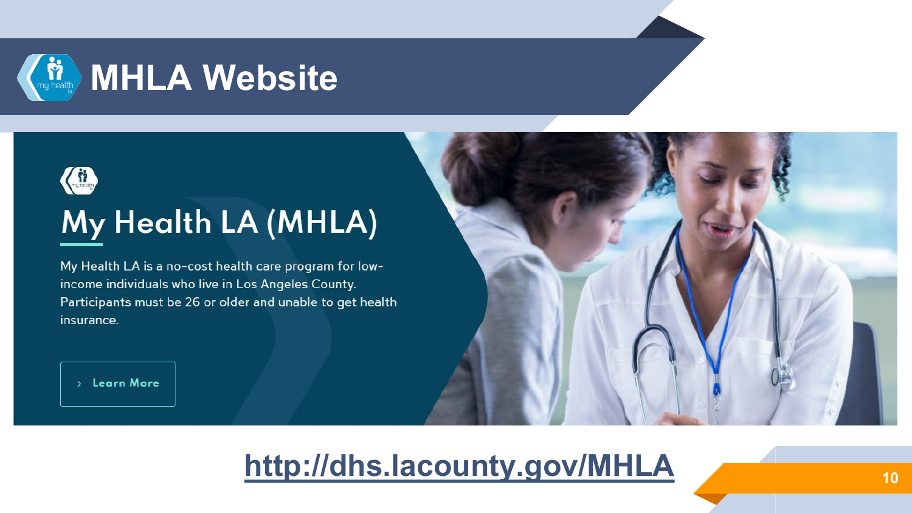# MHLA Website

## My Health LA (MHLA)

My Health LA is a no-cost health care program for low-income individuals who live in Los Angeles County. Participants must be 26 or older and unable to get health insurance.

› Learn More

http://dhs.lacounty.gov/MHLA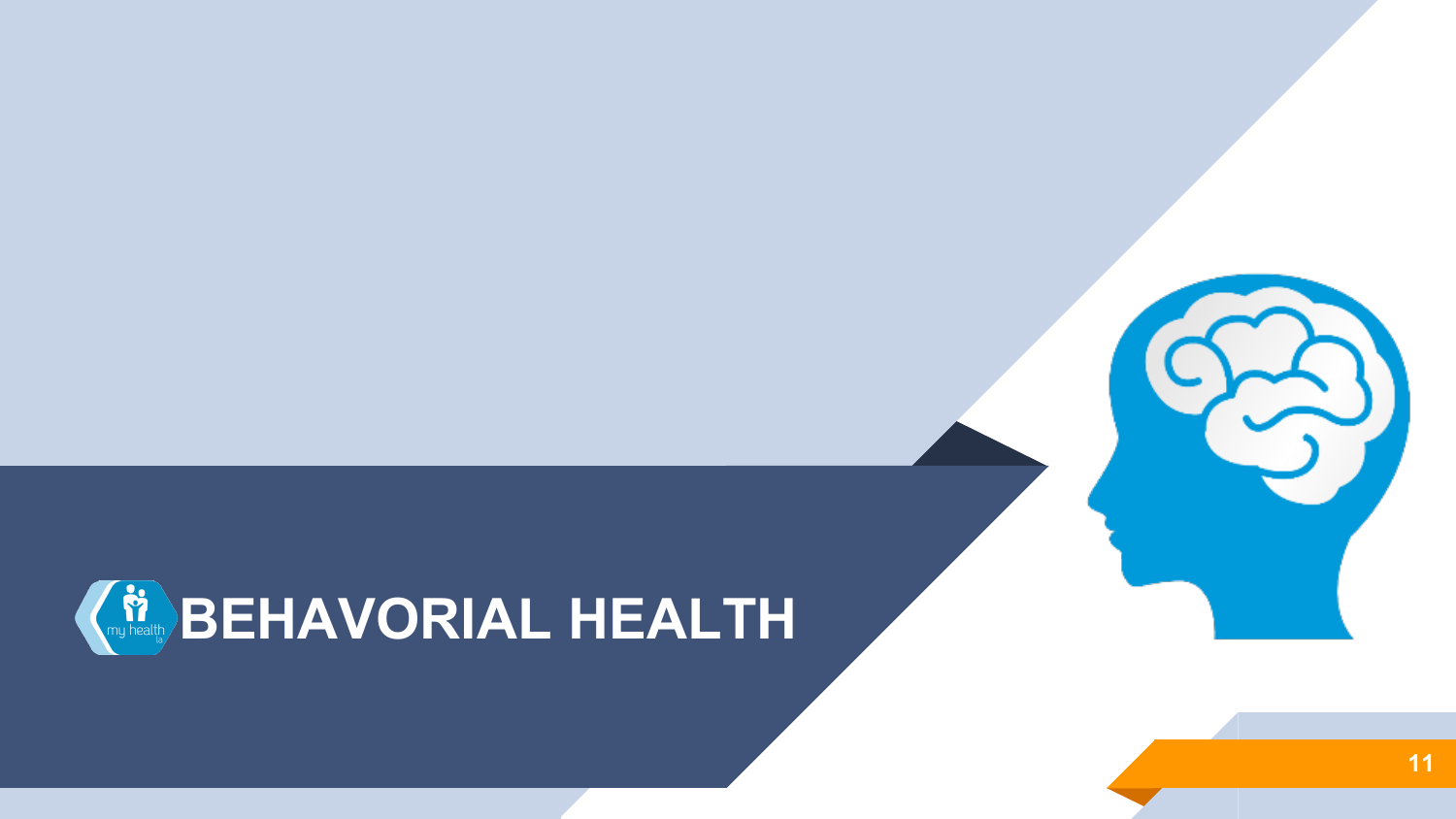# BEHAVORIAL HEALTH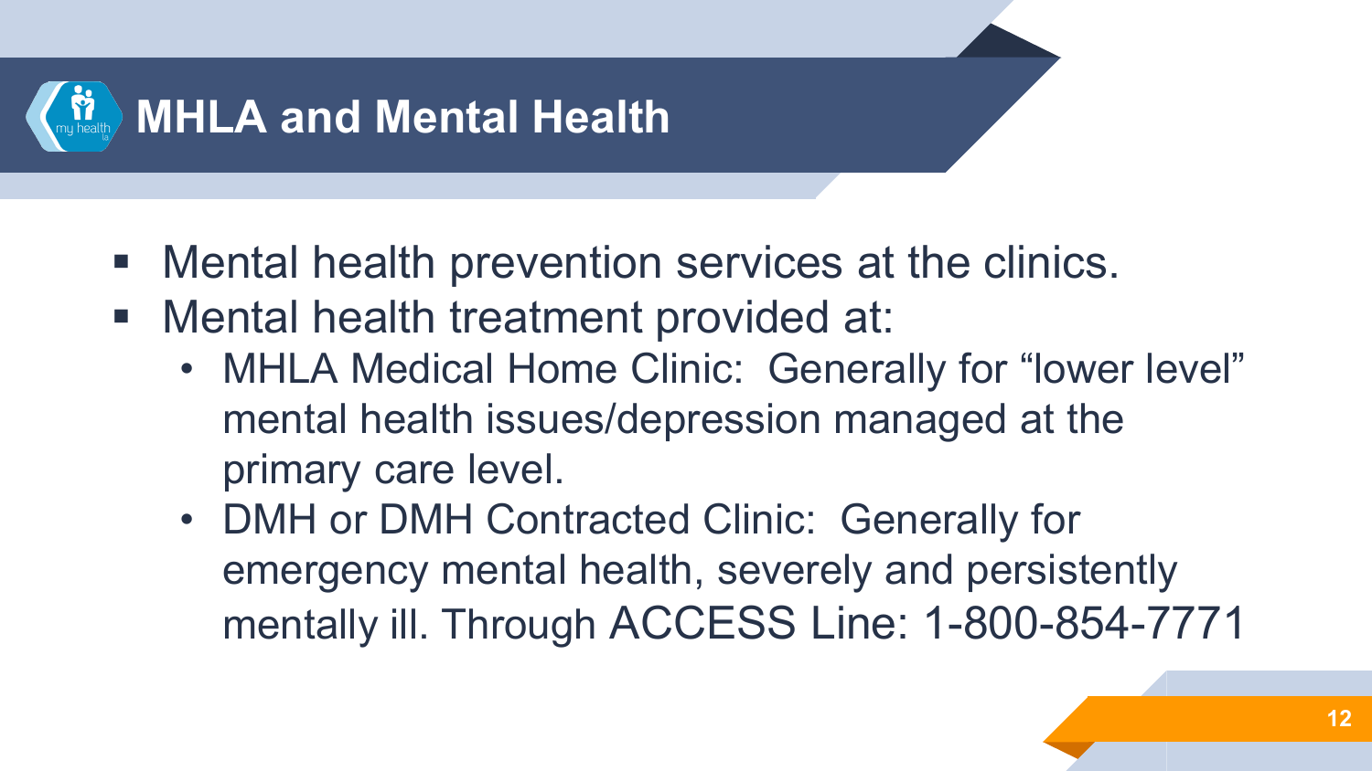# MHLA and Mental Health

- Mental health prevention services at the clinics.
- Mental health treatment provided at:
  - MHLA Medical Home Clinic: Generally for "lower level" mental health issues/depression managed at the primary care level.
  - DMH or DMH Contracted Clinic: Generally for emergency mental health, severely and persistently mentally ill. Through ACCESS Line: 1-800-854-7771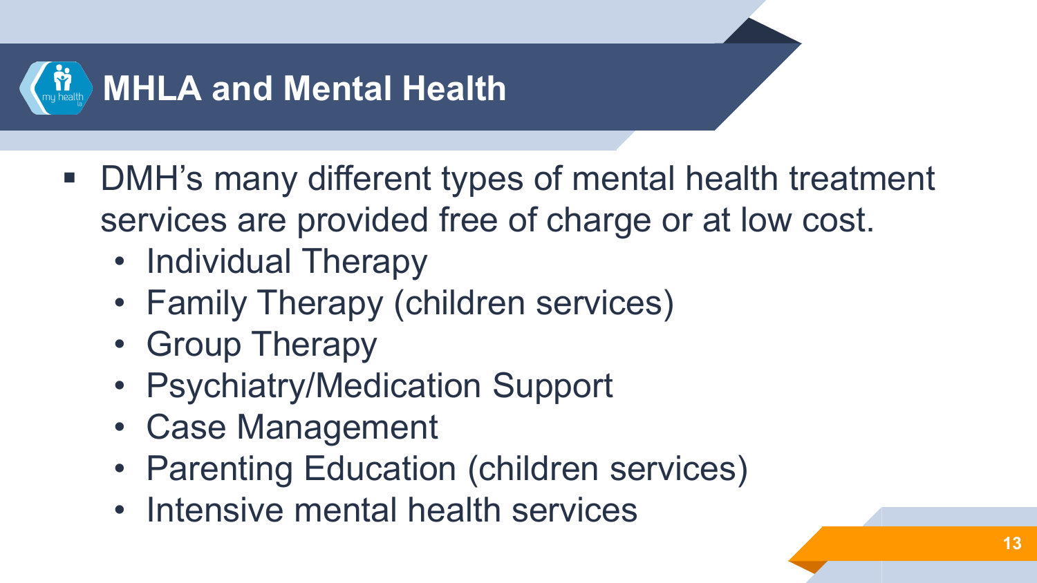# MHLA and Mental Health

- DMH's many different types of mental health treatment services are provided free of charge or at low cost.
  - Individual Therapy
  - Family Therapy (children services)
  - Group Therapy
  - Psychiatry/Medication Support
  - Case Management
  - Parenting Education (children services)
  - Intensive mental health services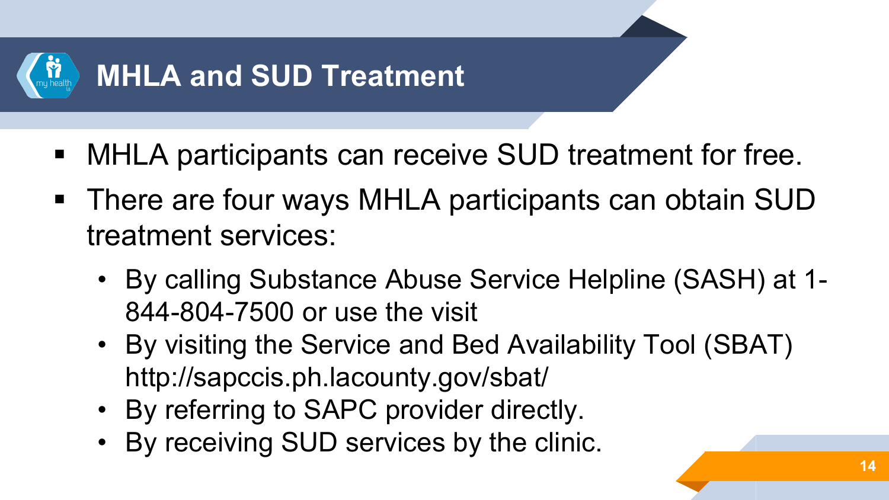# MHLA and SUD Treatment

- MHLA participants can receive SUD treatment for free.
- There are four ways MHLA participants can obtain SUD treatment services:
  - By calling Substance Abuse Service Helpline (SASH) at 1-844-804-7500 or use the visit
  - By visiting the Service and Bed Availability Tool (SBAT) http://sapccis.ph.lacounty.gov/sbat/
  - By referring to SAPC provider directly.
  - By receiving SUD services by the clinic.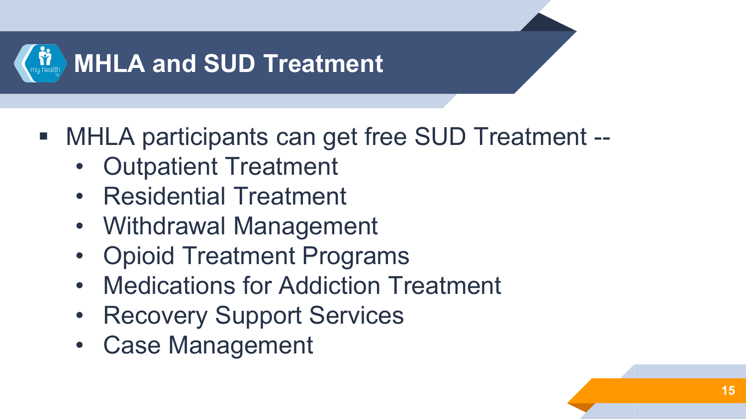# MHLA and SUD Treatment

- MHLA participants can get free SUD Treatment --
  - Outpatient Treatment
  - Residential Treatment
  - Withdrawal Management
  - Opioid Treatment Programs
  - Medications for Addiction Treatment
  - Recovery Support Services
  - Case Management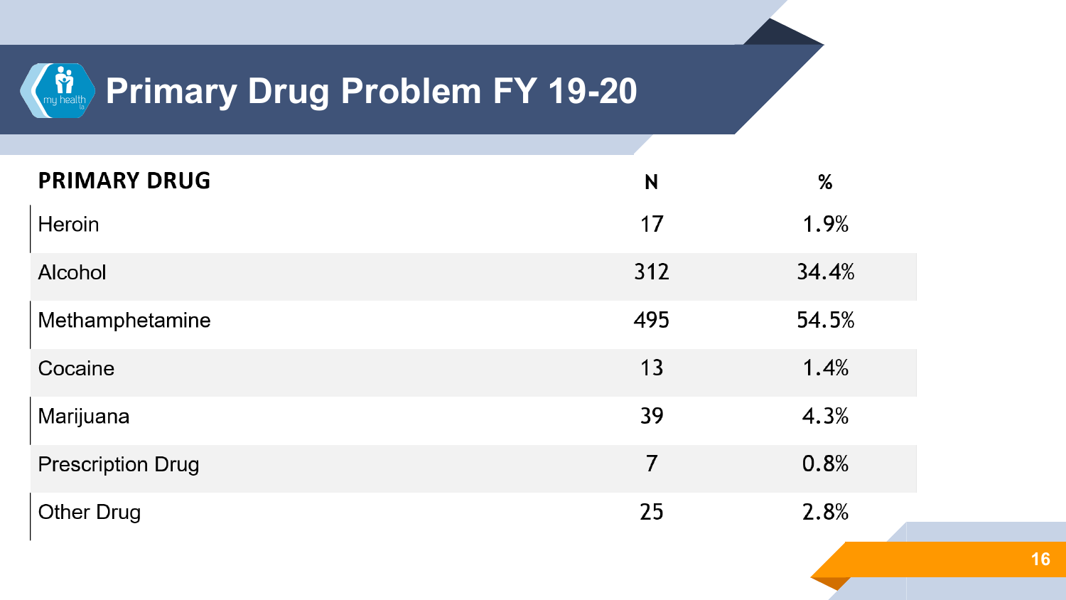# Primary Drug Problem FY 19-20

| PRIMARY DRUG | N | % |
|---|---|---|
| Heroin | 17 | 1.9% |
| Alcohol | 312 | 34.4% |
| Methamphetamine | 495 | 54.5% |
| Cocaine | 13 | 1.4% |
| Marijuana | 39 | 4.3% |
| Prescription Drug | 7 | 0.8% |
| Other Drug | 25 | 2.8% |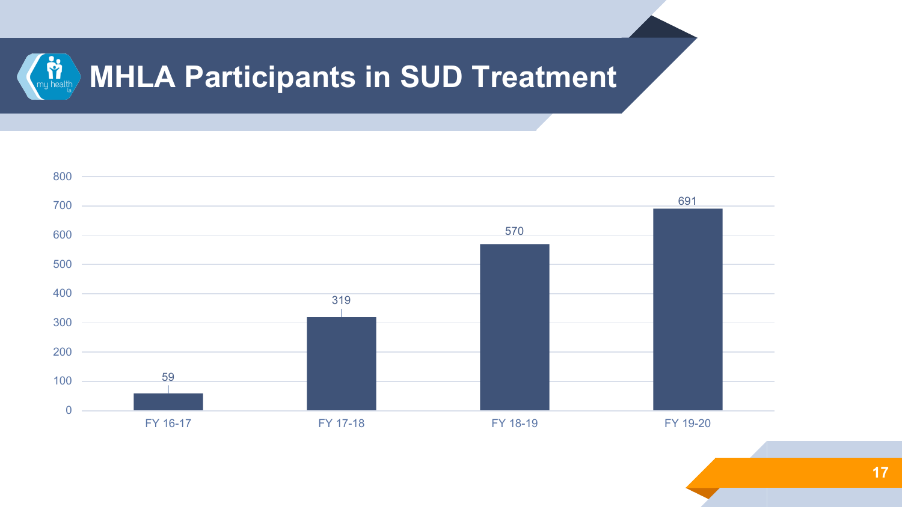# MHLA Participants in SUD Treatment

| | FY 16-17 | FY 17-18 | FY 18-19 | FY 19-20 |
|---|---|---|---|---|
| Participants | 59 | 319 | 570 | 691 |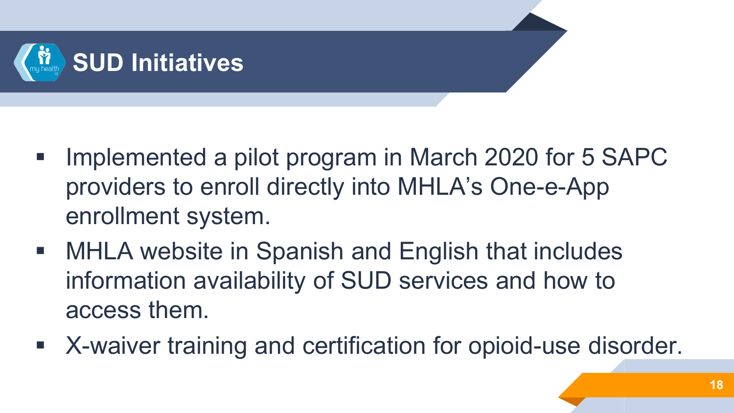# SUD Initiatives

- Implemented a pilot program in March 2020 for 5 SAPC providers to enroll directly into MHLA's One-e-App enrollment system.
- MHLA website in Spanish and English that includes information availability of SUD services and how to access them.
- X-waiver training and certification for opioid-use disorder.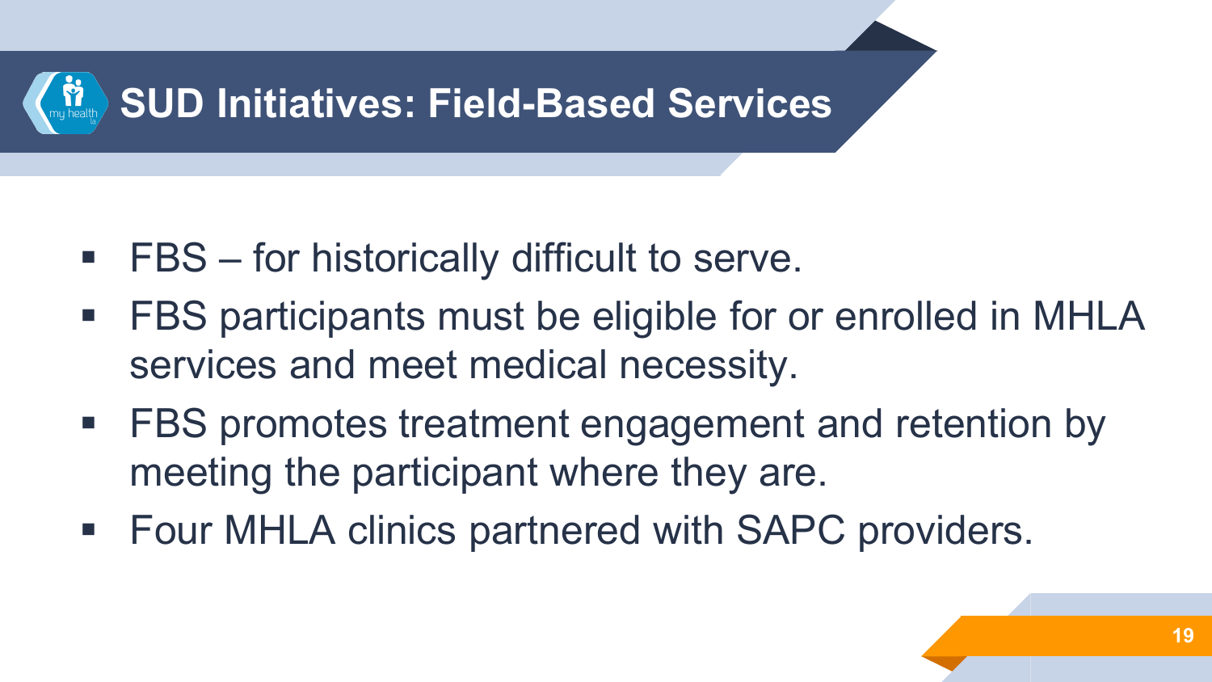# SUD Initiatives: Field-Based Services

- FBS – for historically difficult to serve.
- FBS participants must be eligible for or enrolled in MHLA services and meet medical necessity.
- FBS promotes treatment engagement and retention by meeting the participant where they are.
- Four MHLA clinics partnered with SAPC providers.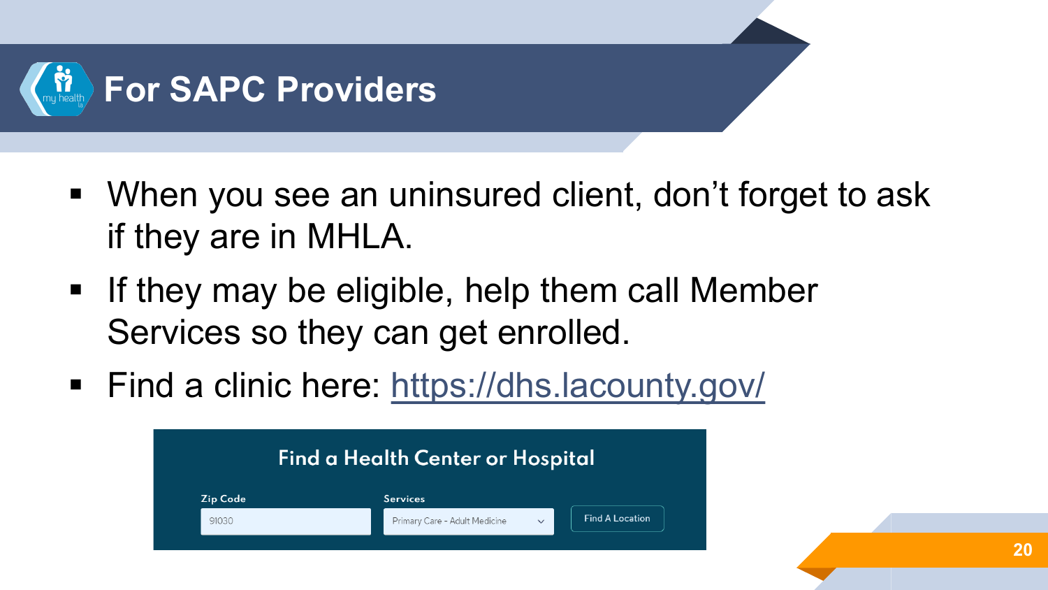# For SAPC Providers

- When you see an uninsured client, don't forget to ask if they are in MHLA.
- If they may be eligible, help them call Member Services so they can get enrolled.
- Find a clinic here: [https://dhs.lacounty.gov/](https://dhs.lacounty.gov/)

Find a Health Center or Hospital

Zip Code: 91030

Services: Primary Care - Adult Medicine

Find A Location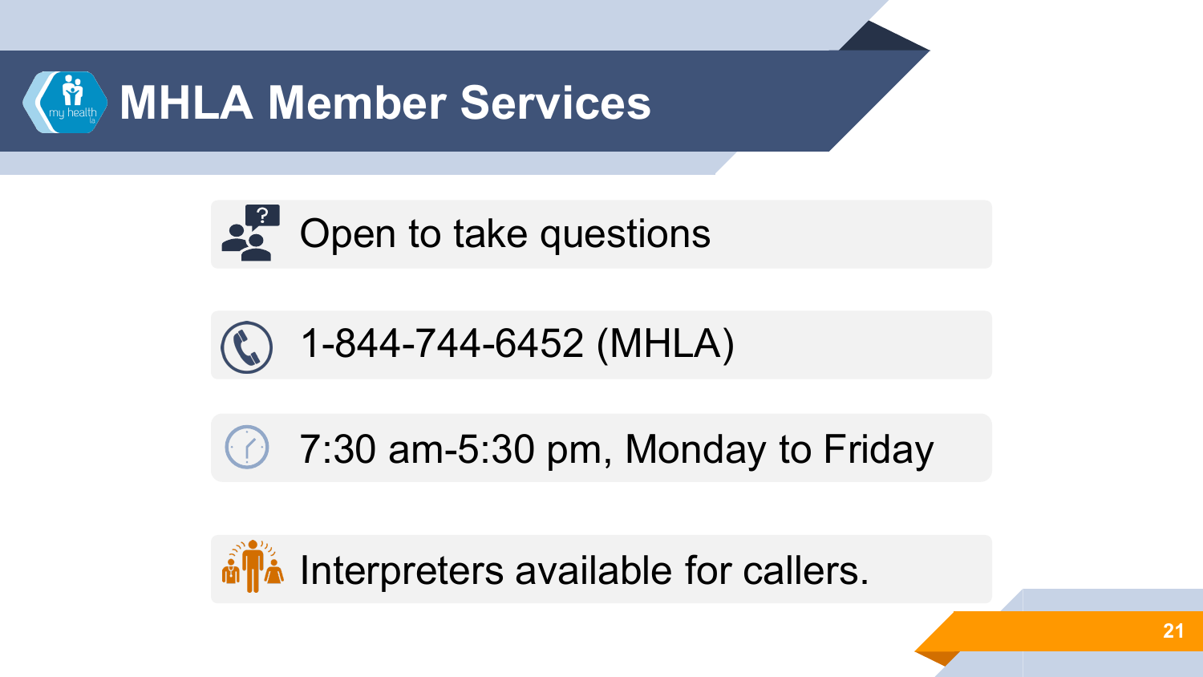# MHLA Member Services

- Open to take questions
- 1-844-744-6452 (MHLA)
- 7:30 am-5:30 pm, Monday to Friday
- Interpreters available for callers.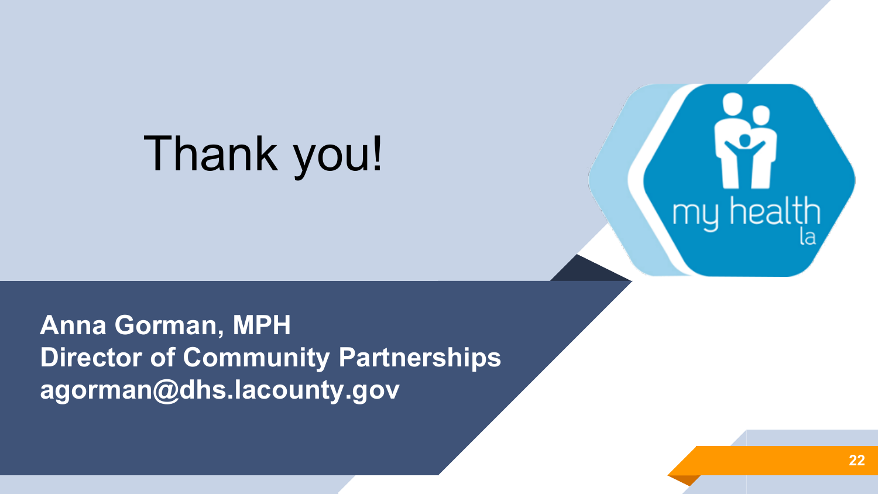# Thank you!

**Anna Gorman, MPH**
**Director of Community Partnerships**
**agorman@dhs.lacounty.gov**

my health la